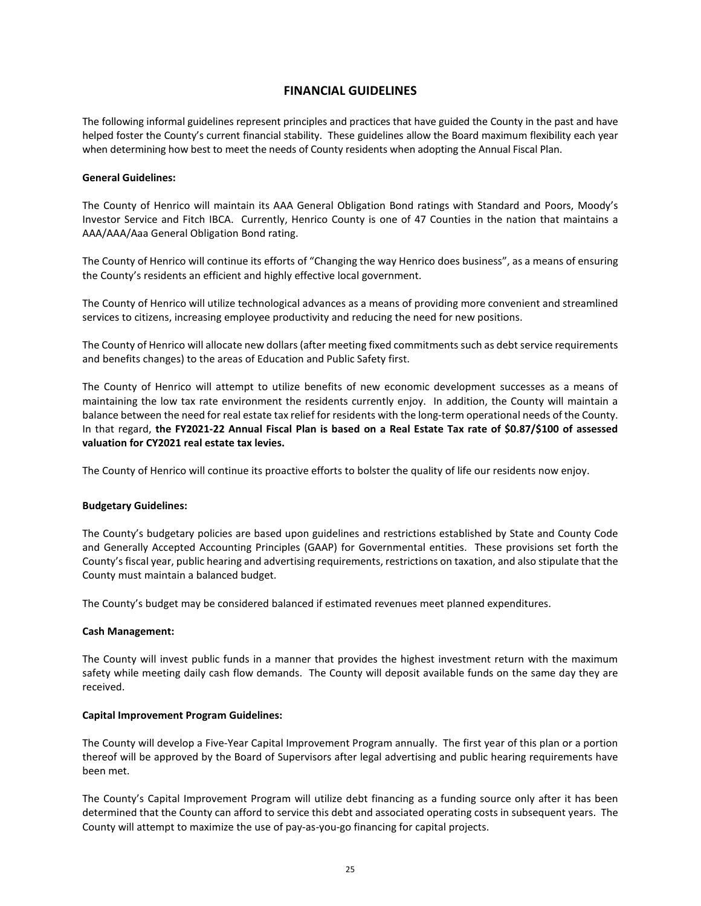# FINANCIAL GUIDELINES

The following informal guidelines represent principles and practices that have guided the County in the past and have helped foster the County's current financial stability. These guidelines allow the Board maximum flexibility each year when determining how best to meet the needs of County residents when adopting the Annual Fiscal Plan.

**General Guidelines:**

The County of Henrico will maintain its AAA General Obligation Bond ratings with Standard and Poors, Moody's Investor Service and Fitch IBCA. Currently, Henrico County is one of 47 Counties in the nation that maintains a AAA/AAA/Aaa General Obligation Bond rating.

The County of Henrico will continue its efforts of "Changing the way Henrico does business", as a means of ensuring the County's residents an efficient and highly effective local government.

The County of Henrico will utilize technological advances as a means of providing more convenient and streamlined services to citizens, increasing employee productivity and reducing the need for new positions.

The County of Henrico will allocate new dollars (after meeting fixed commitments such as debt service requirements and benefits changes) to the areas of Education and Public Safety first.

The County of Henrico will attempt to utilize benefits of new economic development successes as a means of maintaining the low tax rate environment the residents currently enjoy. In addition, the County will maintain a balance between the need for real estate tax relief for residents with the long-term operational needs of the County. In that regard, **the FY2021-22 Annual Fiscal Plan is based on a Real Estate Tax rate of $0.87/$100 of assessed valuation for CY2021 real estate tax levies.**

The County of Henrico will continue its proactive efforts to bolster the quality of life our residents now enjoy.

**Budgetary Guidelines:**

The County's budgetary policies are based upon guidelines and restrictions established by State and County Code and Generally Accepted Accounting Principles (GAAP) for Governmental entities. These provisions set forth the County's fiscal year, public hearing and advertising requirements, restrictions on taxation, and also stipulate that the County must maintain a balanced budget.

The County's budget may be considered balanced if estimated revenues meet planned expenditures.

**Cash Management:**

The County will invest public funds in a manner that provides the highest investment return with the maximum safety while meeting daily cash flow demands. The County will deposit available funds on the same day they are received.

**Capital Improvement Program Guidelines:**

The County will develop a Five-Year Capital Improvement Program annually. The first year of this plan or a portion thereof will be approved by the Board of Supervisors after legal advertising and public hearing requirements have been met.

The County's Capital Improvement Program will utilize debt financing as a funding source only after it has been determined that the County can afford to service this debt and associated operating costs in subsequent years. The County will attempt to maximize the use of pay-as-you-go financing for capital projects.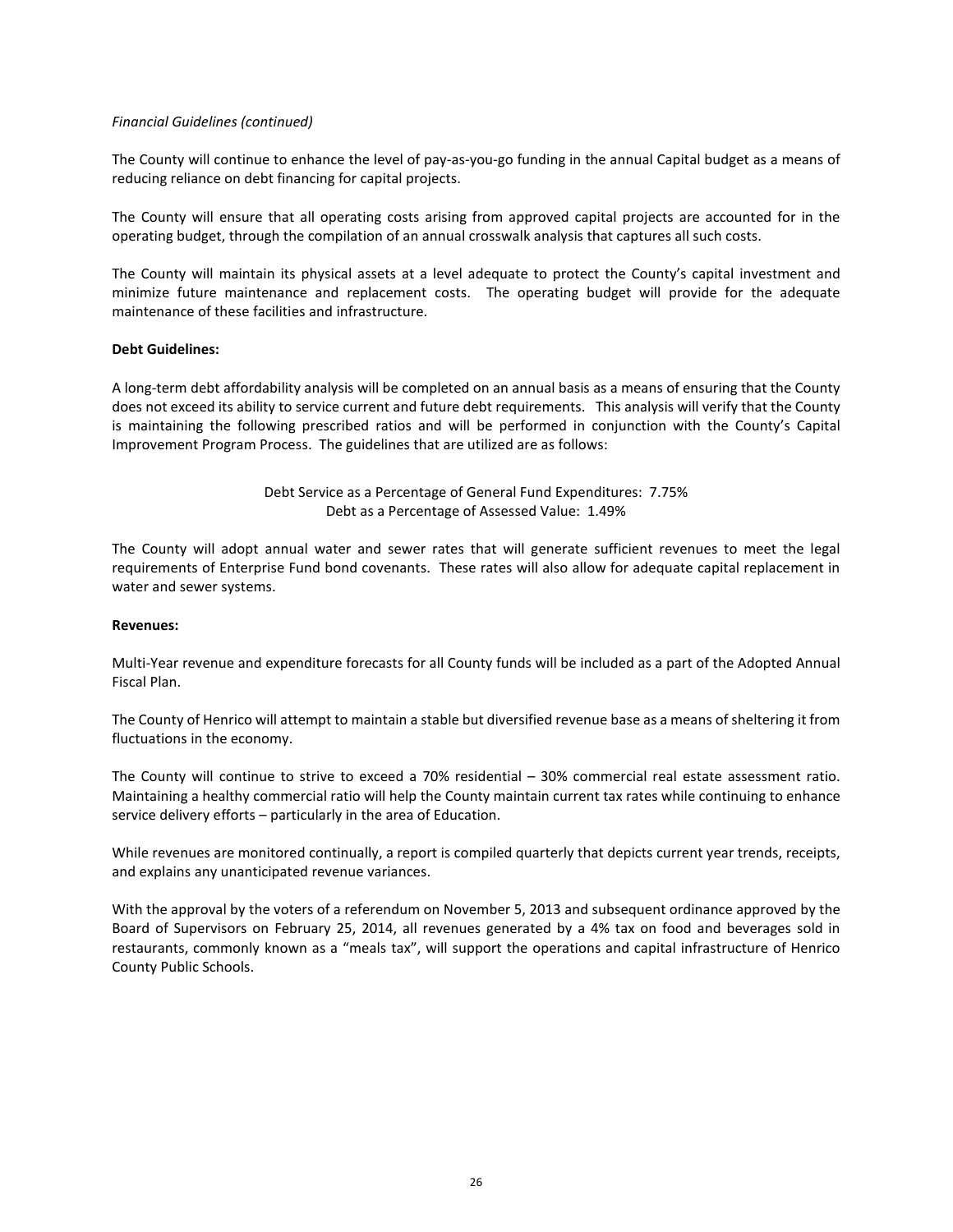*Financial Guidelines (continued)*

The County will continue to enhance the level of pay-as-you-go funding in the annual Capital budget as a means of reducing reliance on debt financing for capital projects.

The County will ensure that all operating costs arising from approved capital projects are accounted for in the operating budget, through the compilation of an annual crosswalk analysis that captures all such costs.

The County will maintain its physical assets at a level adequate to protect the County's capital investment and minimize future maintenance and replacement costs. The operating budget will provide for the adequate maintenance of these facilities and infrastructure.

**Debt Guidelines:**

A long-term debt affordability analysis will be completed on an annual basis as a means of ensuring that the County does not exceed its ability to service current and future debt requirements. This analysis will verify that the County is maintaining the following prescribed ratios and will be performed in conjunction with the County's Capital Improvement Program Process. The guidelines that are utilized are as follows:

Debt Service as a Percentage of General Fund Expenditures: 7.75%
Debt as a Percentage of Assessed Value: 1.49%

The County will adopt annual water and sewer rates that will generate sufficient revenues to meet the legal requirements of Enterprise Fund bond covenants. These rates will also allow for adequate capital replacement in water and sewer systems.

**Revenues:**

Multi-Year revenue and expenditure forecasts for all County funds will be included as a part of the Adopted Annual Fiscal Plan.

The County of Henrico will attempt to maintain a stable but diversified revenue base as a means of sheltering it from fluctuations in the economy.

The County will continue to strive to exceed a 70% residential – 30% commercial real estate assessment ratio. Maintaining a healthy commercial ratio will help the County maintain current tax rates while continuing to enhance service delivery efforts – particularly in the area of Education.

While revenues are monitored continually, a report is compiled quarterly that depicts current year trends, receipts, and explains any unanticipated revenue variances.

With the approval by the voters of a referendum on November 5, 2013 and subsequent ordinance approved by the Board of Supervisors on February 25, 2014, all revenues generated by a 4% tax on food and beverages sold in restaurants, commonly known as a "meals tax", will support the operations and capital infrastructure of Henrico County Public Schools.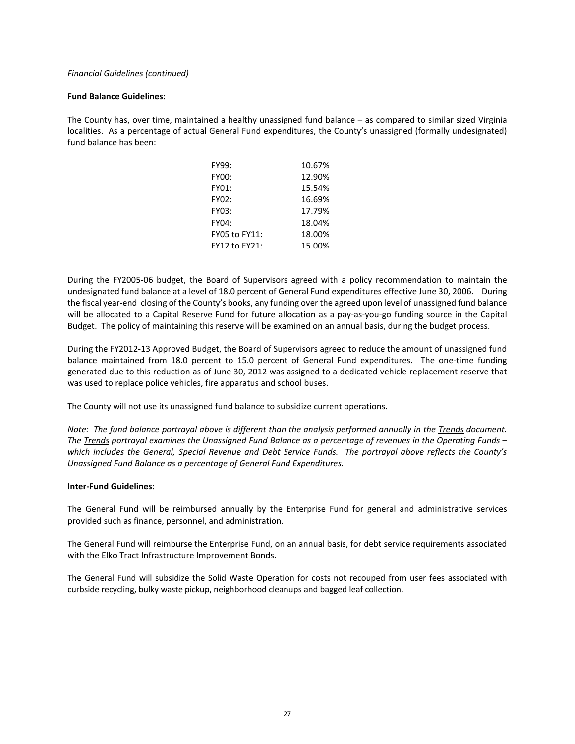*Financial Guidelines (continued)*

**Fund Balance Guidelines:**

The County has, over time, maintained a healthy unassigned fund balance – as compared to similar sized Virginia localities. As a percentage of actual General Fund expenditures, the County's unassigned (formally undesignated) fund balance has been:

| | |
|---|---|
| FY99: | 10.67% |
| FY00: | 12.90% |
| FY01: | 15.54% |
| FY02: | 16.69% |
| FY03: | 17.79% |
| FY04: | 18.04% |
| FY05 to FY11: | 18.00% |
| FY12 to FY21: | 15.00% |

During the FY2005-06 budget, the Board of Supervisors agreed with a policy recommendation to maintain the undesignated fund balance at a level of 18.0 percent of General Fund expenditures effective June 30, 2006. During the fiscal year-end closing of the County's books, any funding over the agreed upon level of unassigned fund balance will be allocated to a Capital Reserve Fund for future allocation as a pay-as-you-go funding source in the Capital Budget. The policy of maintaining this reserve will be examined on an annual basis, during the budget process.

During the FY2012-13 Approved Budget, the Board of Supervisors agreed to reduce the amount of unassigned fund balance maintained from 18.0 percent to 15.0 percent of General Fund expenditures. The one-time funding generated due to this reduction as of June 30, 2012 was assigned to a dedicated vehicle replacement reserve that was used to replace police vehicles, fire apparatus and school buses.

The County will not use its unassigned fund balance to subsidize current operations.

*Note: The fund balance portrayal above is different than the analysis performed annually in the Trends document. The Trends portrayal examines the Unassigned Fund Balance as a percentage of revenues in the Operating Funds – which includes the General, Special Revenue and Debt Service Funds. The portrayal above reflects the County's Unassigned Fund Balance as a percentage of General Fund Expenditures.*

**Inter-Fund Guidelines:**

The General Fund will be reimbursed annually by the Enterprise Fund for general and administrative services provided such as finance, personnel, and administration.

The General Fund will reimburse the Enterprise Fund, on an annual basis, for debt service requirements associated with the Elko Tract Infrastructure Improvement Bonds.

The General Fund will subsidize the Solid Waste Operation for costs not recouped from user fees associated with curbside recycling, bulky waste pickup, neighborhood cleanups and bagged leaf collection.